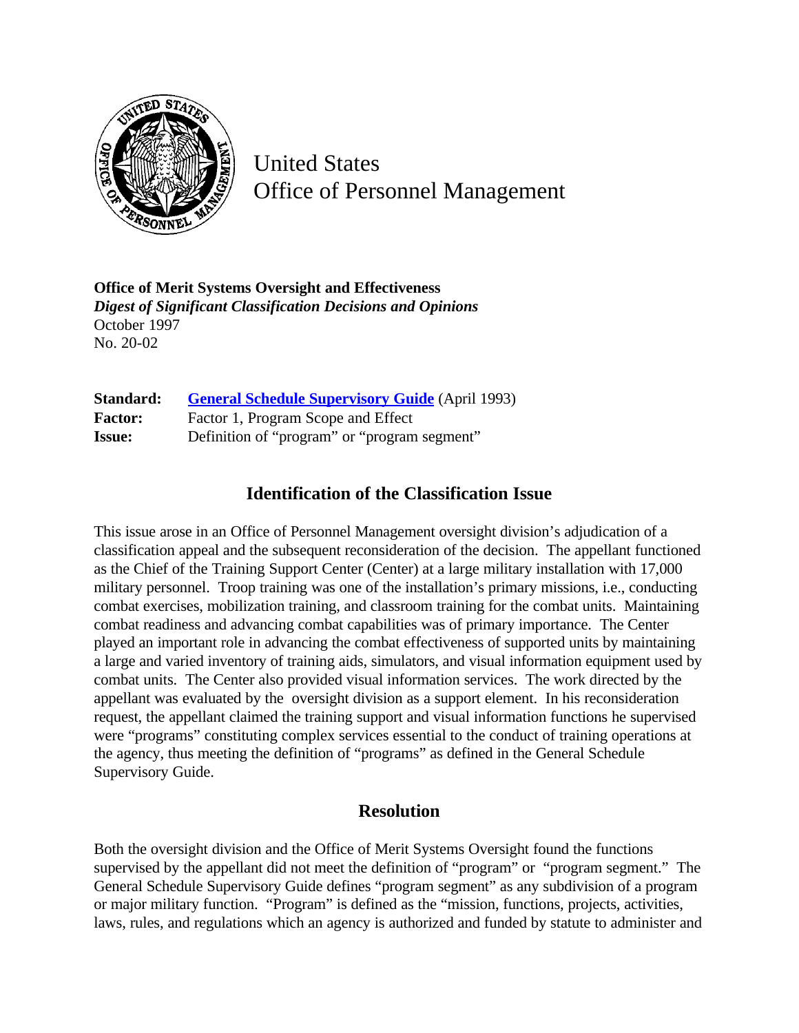United States
Office of Personnel Management

**Office of Merit Systems Oversight and Effectiveness**
***Digest of Significant Classification Decisions and Opinions***
October 1997
No. 20-02

**Standard:** General Schedule Supervisory Guide (April 1993)
**Factor:** Factor 1, Program Scope and Effect
**Issue:** Definition of "program" or "program segment"

## Identification of the Classification Issue

This issue arose in an Office of Personnel Management oversight division's adjudication of a classification appeal and the subsequent reconsideration of the decision. The appellant functioned as the Chief of the Training Support Center (Center) at a large military installation with 17,000 military personnel. Troop training was one of the installation's primary missions, i.e., conducting combat exercises, mobilization training, and classroom training for the combat units. Maintaining combat readiness and advancing combat capabilities was of primary importance. The Center played an important role in advancing the combat effectiveness of supported units by maintaining a large and varied inventory of training aids, simulators, and visual information equipment used by combat units. The Center also provided visual information services. The work directed by the appellant was evaluated by the oversight division as a support element. In his reconsideration request, the appellant claimed the training support and visual information functions he supervised were "programs" constituting complex services essential to the conduct of training operations at the agency, thus meeting the definition of "programs" as defined in the General Schedule Supervisory Guide.

## Resolution

Both the oversight division and the Office of Merit Systems Oversight found the functions supervised by the appellant did not meet the definition of "program" or "program segment." The General Schedule Supervisory Guide defines "program segment" as any subdivision of a program or major military function. "Program" is defined as the "mission, functions, projects, activities, laws, rules, and regulations which an agency is authorized and funded by statute to administer and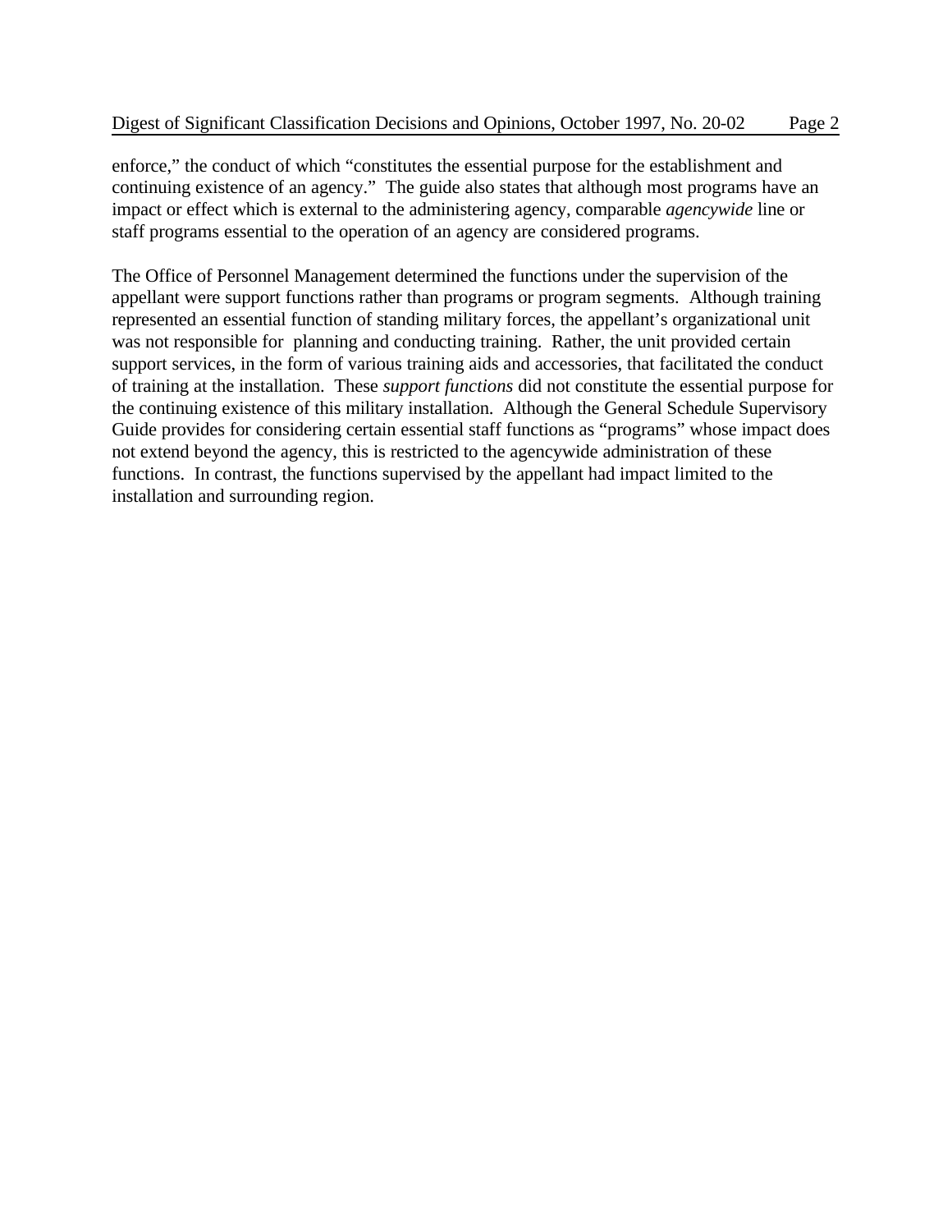enforce," the conduct of which "constitutes the essential purpose for the establishment and continuing existence of an agency." The guide also states that although most programs have an impact or effect which is external to the administering agency, comparable *agencywide* line or staff programs essential to the operation of an agency are considered programs.

The Office of Personnel Management determined the functions under the supervision of the appellant were support functions rather than programs or program segments. Although training represented an essential function of standing military forces, the appellant's organizational unit was not responsible for planning and conducting training. Rather, the unit provided certain support services, in the form of various training aids and accessories, that facilitated the conduct of training at the installation. These *support functions* did not constitute the essential purpose for the continuing existence of this military installation. Although the General Schedule Supervisory Guide provides for considering certain essential staff functions as "programs" whose impact does not extend beyond the agency, this is restricted to the agencywide administration of these functions. In contrast, the functions supervised by the appellant had impact limited to the installation and surrounding region.